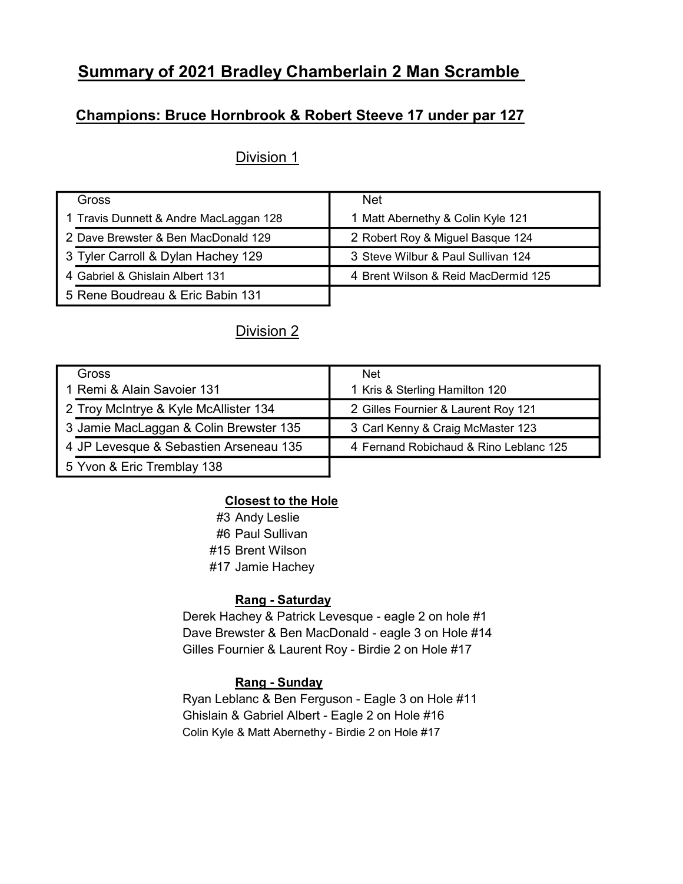# Summary of 2021 Bradley Chamberlain 2 Man Scramble

## Champions: Bruce Hornbrook & Robert Steeve 17 under par 127

### Division 1

| Gross | Net |
|---|---|
| 1 Travis Dunnett & Andre MacLaggan 128 | 1 Matt Abernethy & Colin Kyle 121 |
| 2 Dave Brewster & Ben MacDonald 129 | 2 Robert Roy & Miguel Basque 124 |
| 3 Tyler Carroll & Dylan Hachey 129 | 3 Steve Wilbur & Paul Sullivan 124 |
| 4 Gabriel & Ghislain Albert 131 | 4 Brent Wilson & Reid MacDermid 125 |
| 5 Rene Boudreau & Eric Babin 131 | |

### Division 2

| Gross | Net |
|---|---|
| 1 Remi & Alain Savoier 131 | 1 Kris & Sterling Hamilton 120 |
| 2 Troy McIntrye & Kyle McAllister 134 | 2 Gilles Fournier & Laurent Roy 121 |
| 3 Jamie MacLaggan & Colin Brewster 135 | 3 Carl Kenny & Craig McMaster 123 |
| 4 JP Levesque & Sebastien Arseneau 135 | 4 Fernand Robichaud & Rino Leblanc 125 |
| 5 Yvon & Eric Tremblay 138 | |

**Closest to the Hole**

#3 Andy Leslie
#6 Paul Sullivan
#15 Brent Wilson
#17 Jamie Hachey

**Rang - Saturday**

Derek Hachey & Patrick Levesque - eagle 2 on hole #1
Dave Brewster & Ben MacDonald - eagle 3 on Hole #14
Gilles Fournier & Laurent Roy - Birdie 2 on Hole #17

**Rang - Sunday**

Ryan Leblanc & Ben Ferguson - Eagle 3 on Hole #11
Ghislain & Gabriel Albert - Eagle 2 on Hole #16
Colin Kyle & Matt Abernethy - Birdie 2 on Hole #17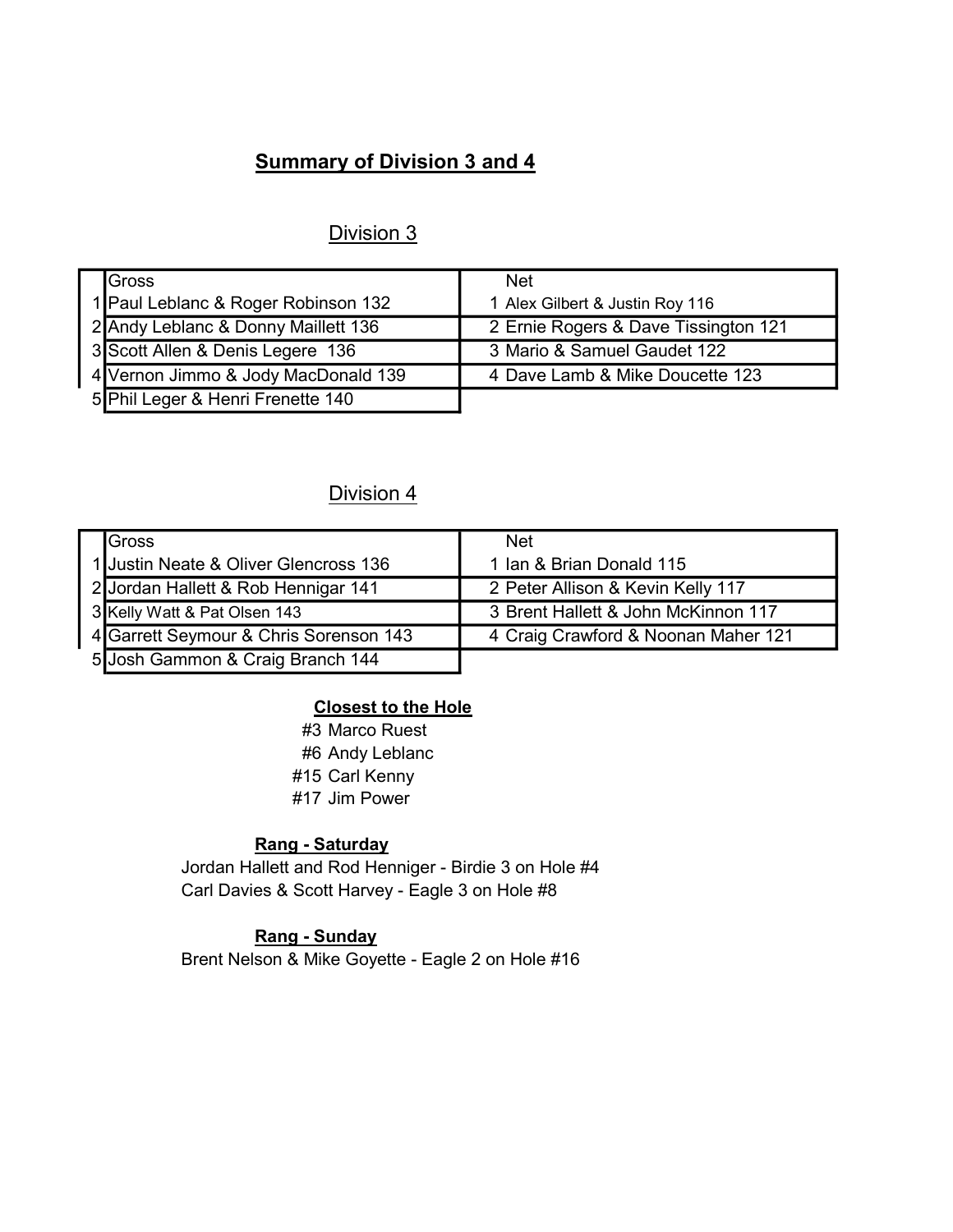## Summary of Division 3 and 4

### Division 3

| | Gross | Net |
|---|---|---|
| 1 | Paul Leblanc & Roger Robinson 132 | 1 Alex Gilbert & Justin Roy 116 |
| 2 | Andy Leblanc & Donny Maillett 136 | 2 Ernie Rogers & Dave Tissington 121 |
| 3 | Scott Allen & Denis Legere 136 | 3 Mario & Samuel Gaudet 122 |
| 4 | Vernon Jimmo & Jody MacDonald 139 | 4 Dave Lamb & Mike Doucette 123 |
| 5 | Phil Leger & Henri Frenette 140 | |

### Division 4

| | Gross | Net |
|---|---|---|
| 1 | Justin Neate & Oliver Glencross 136 | 1 Ian & Brian Donald 115 |
| 2 | Jordan Hallett & Rob Hennigar 141 | 2 Peter Allison & Kevin Kelly 117 |
| 3 | Kelly Watt & Pat Olsen 143 | 3 Brent Hallett & John McKinnon 117 |
| 4 | Garrett Seymour & Chris Sorenson 143 | 4 Craig Crawford & Noonan Maher 121 |
| 5 | Josh Gammon & Craig Branch 144 | |

**Closest to the Hole**

#3 Marco Ruest
#6 Andy Leblanc
#15 Carl Kenny
#17 Jim Power

**Rang - Saturday**

Jordan Hallett and Rod Henniger - Birdie 3 on Hole #4
Carl Davies & Scott Harvey - Eagle 3 on Hole #8

**Rang - Sunday**

Brent Nelson & Mike Goyette - Eagle 2 on Hole #16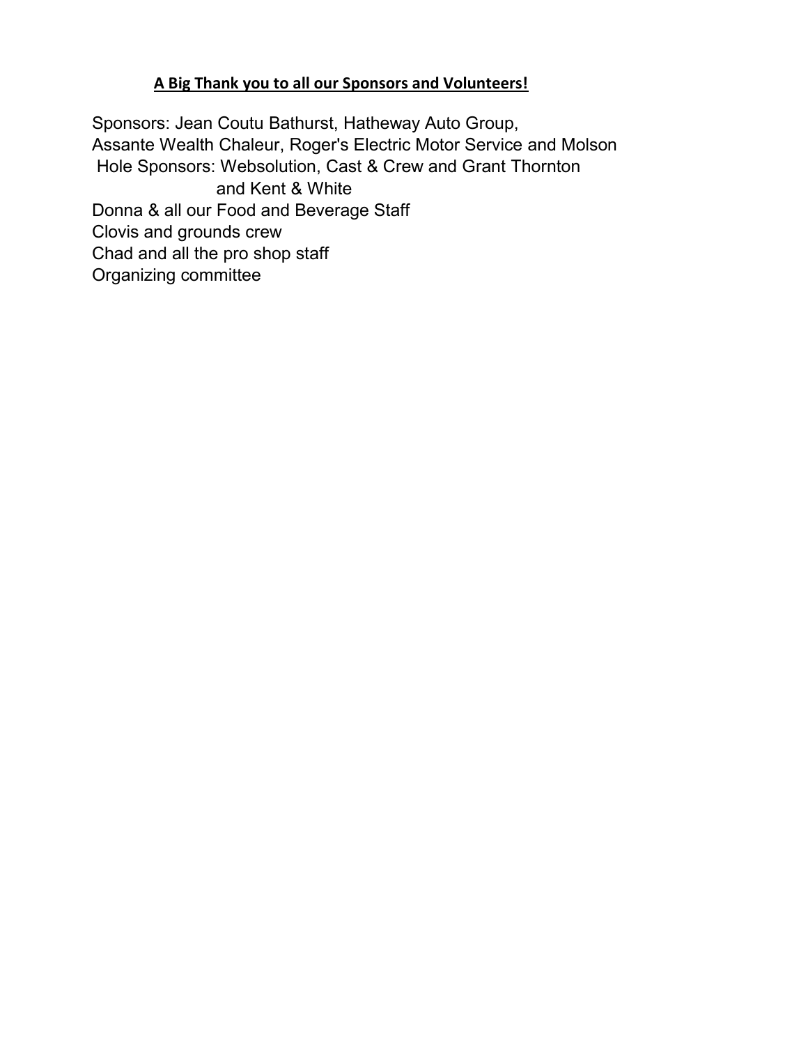**A Big Thank you to all our Sponsors and Volunteers!**

Sponsors: Jean Coutu Bathurst, Hatheway Auto Group,
Assante Wealth Chaleur, Roger's Electric Motor Service and Molson
Hole Sponsors: Websolution, Cast & Crew and Grant Thornton
and Kent & White
Donna & all our Food and Beverage Staff
Clovis and grounds crew
Chad and all the pro shop staff
Organizing committee